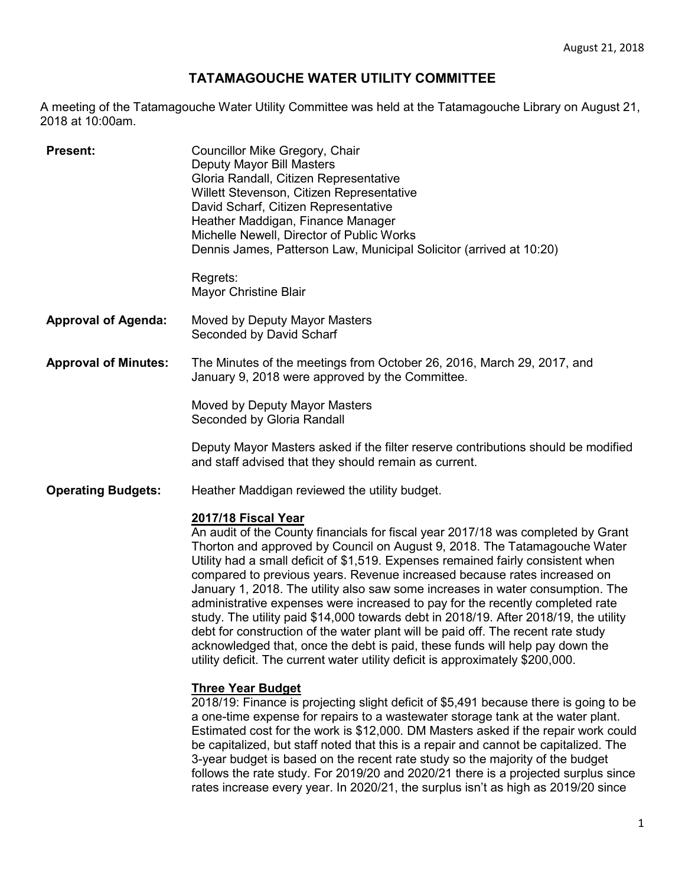August 21, 2018

# TATAMAGOUCHE WATER UTILITY COMMITTEE

A meeting of the Tatamagouche Water Utility Committee was held at the Tatamagouche Library on August 21, 2018 at 10:00am.

**Present:**

Councillor Mike Gregory, Chair
Deputy Mayor Bill Masters
Gloria Randall, Citizen Representative
Willett Stevenson, Citizen Representative
David Scharf, Citizen Representative
Heather Maddigan, Finance Manager
Michelle Newell, Director of Public Works
Dennis James, Patterson Law, Municipal Solicitor (arrived at 10:20)

Regrets:
Mayor Christine Blair

**Approval of Agenda:**

Moved by Deputy Mayor Masters
Seconded by David Scharf

**Approval of Minutes:**

The Minutes of the meetings from October 26, 2016, March 29, 2017, and January 9, 2018 were approved by the Committee.

Moved by Deputy Mayor Masters
Seconded by Gloria Randall

Deputy Mayor Masters asked if the filter reserve contributions should be modified and staff advised that they should remain as current.

**Operating Budgets:**

Heather Maddigan reviewed the utility budget.

**2017/18 Fiscal Year**

An audit of the County financials for fiscal year 2017/18 was completed by Grant Thorton and approved by Council on August 9, 2018. The Tatamagouche Water Utility had a small deficit of $1,519. Expenses remained fairly consistent when compared to previous years. Revenue increased because rates increased on January 1, 2018. The utility also saw some increases in water consumption. The administrative expenses were increased to pay for the recently completed rate study. The utility paid $14,000 towards debt in 2018/19. After 2018/19, the utility debt for construction of the water plant will be paid off. The recent rate study acknowledged that, once the debt is paid, these funds will help pay down the utility deficit. The current water utility deficit is approximately $200,000.

**Three Year Budget**

2018/19: Finance is projecting slight deficit of $5,491 because there is going to be a one-time expense for repairs to a wastewater storage tank at the water plant. Estimated cost for the work is $12,000. DM Masters asked if the repair work could be capitalized, but staff noted that this is a repair and cannot be capitalized. The 3-year budget is based on the recent rate study so the majority of the budget follows the rate study. For 2019/20 and 2020/21 there is a projected surplus since rates increase every year. In 2020/21, the surplus isn't as high as 2019/20 since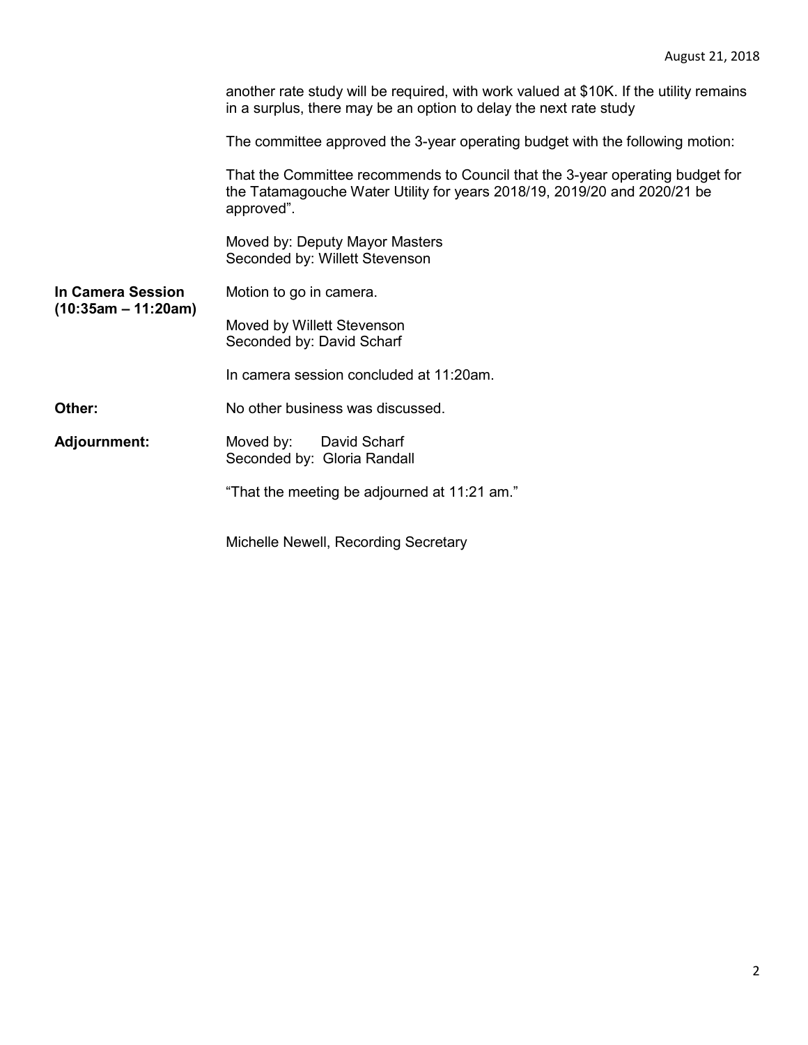another rate study will be required, with work valued at $10K. If the utility remains in a surplus, there may be an option to delay the next rate study

The committee approved the 3-year operating budget with the following motion:

That the Committee recommends to Council that the 3-year operating budget for the Tatamagouche Water Utility for years 2018/19, 2019/20 and 2020/21 be approved".

Moved by: Deputy Mayor Masters
Seconded by: Willett Stevenson

**In Camera Session (10:35am – 11:20am)**

Motion to go in camera.

Moved by Willett Stevenson
Seconded by: David Scharf

In camera session concluded at 11:20am.

**Other:** No other business was discussed.

**Adjournment:** Moved by: David Scharf
Seconded by: Gloria Randall

"That the meeting be adjourned at 11:21 am."

Michelle Newell, Recording Secretary